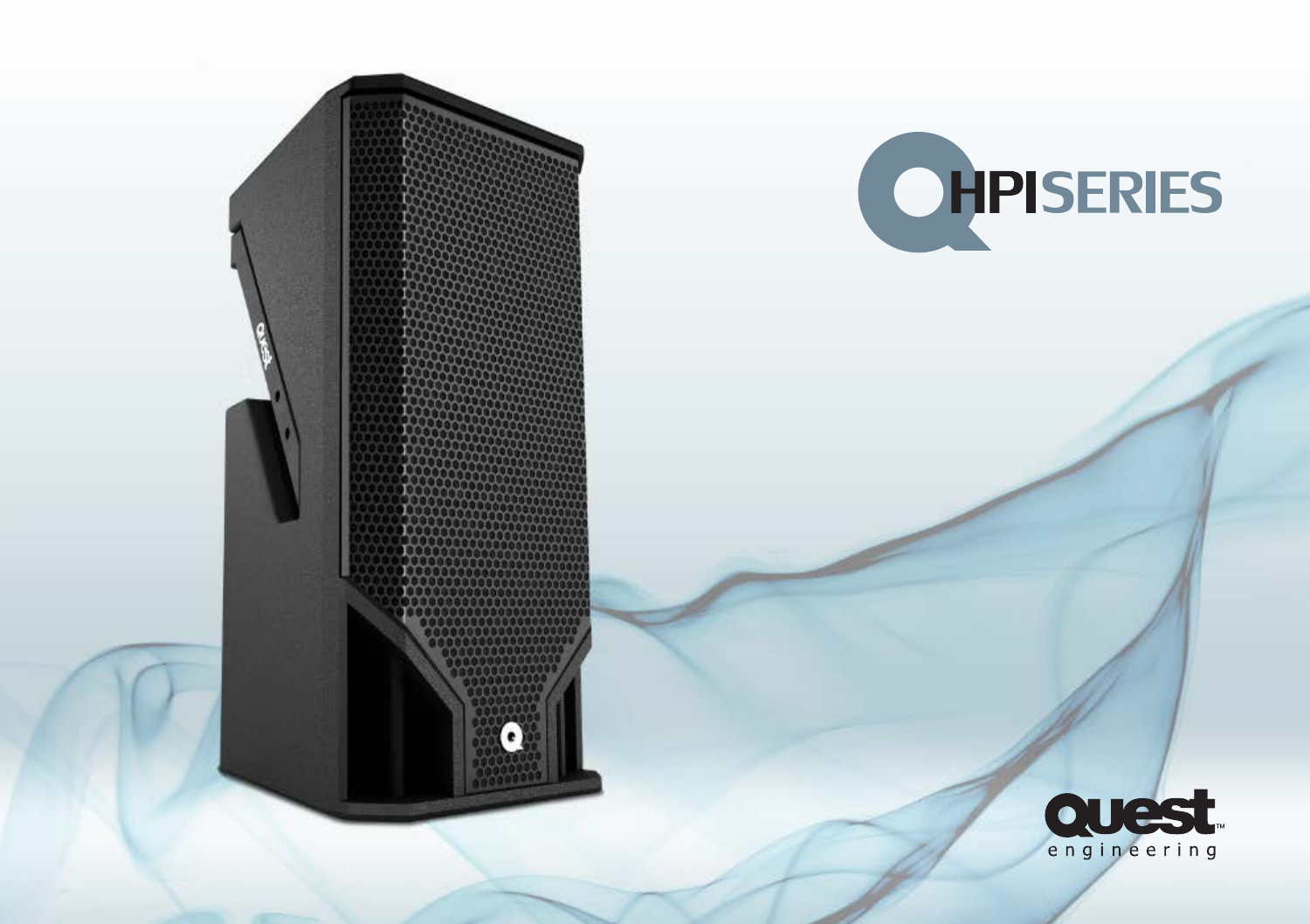# HPI SERIES

Quest engineering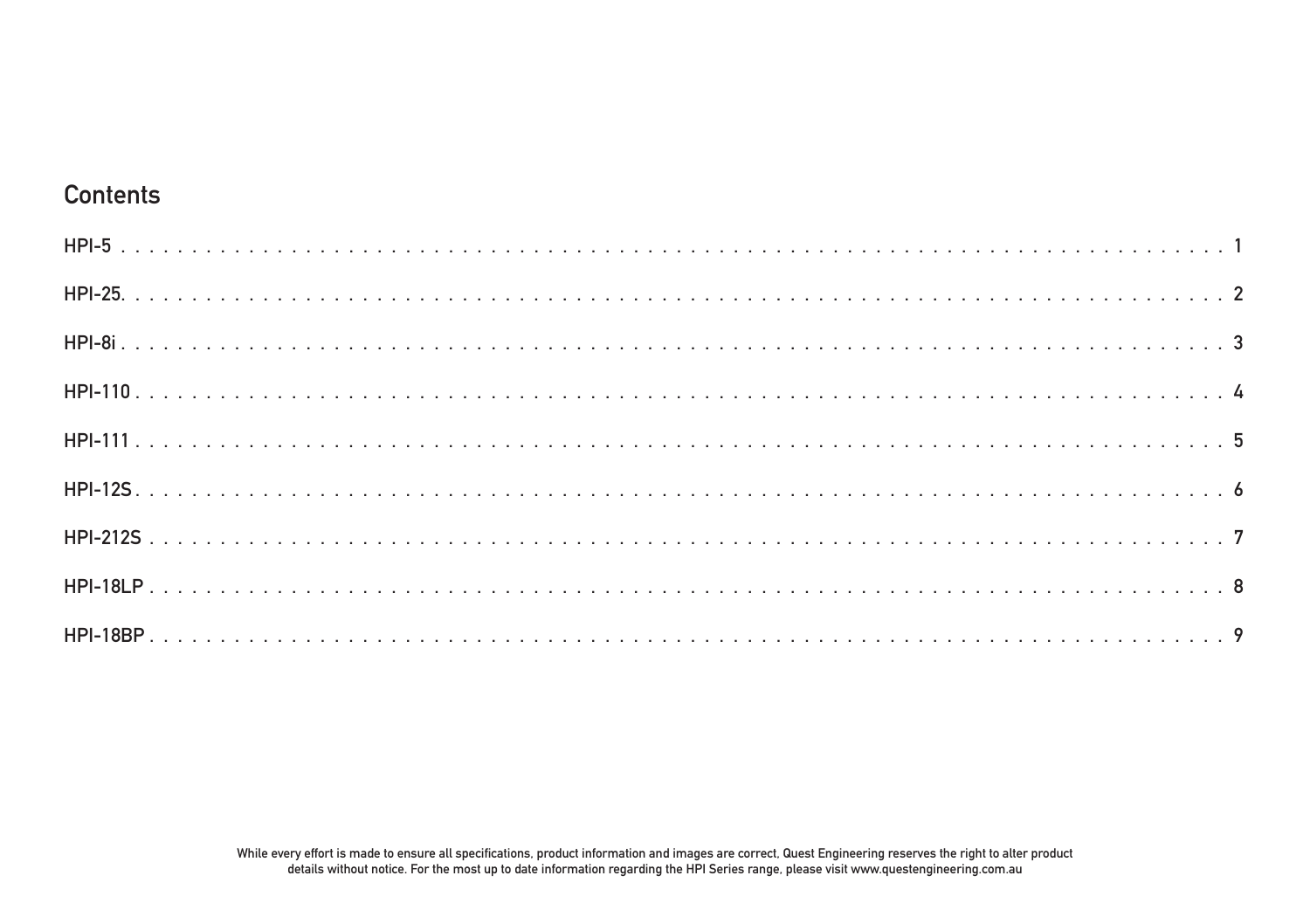## Contents

HPI-5 . . . . . . . . . . 1

HPI-25. . . . . . . . . . 2

HPI-8i . . . . . . . . . . 3

HPI-110 . . . . . . . . . . 4

HPI-111 . . . . . . . . . . 5

HPI-12S . . . . . . . . . . 6

HPI-212S . . . . . . . . . . 7

HPI-18LP . . . . . . . . . . 8

HPI-18BP . . . . . . . . . . 9

While every effort is made to ensure all specifications, product information and images are correct, Quest Engineering reserves the right to alter product details without notice. For the most up to date information regarding the HPI Series range, please visit www.questengineering.com.au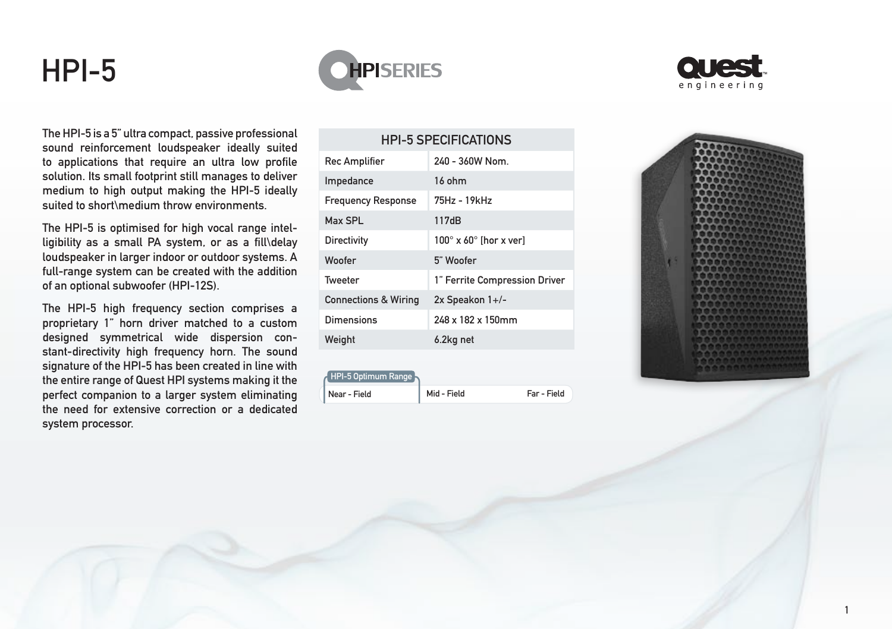# HPI-5

The HPI-5 is a 5" ultra compact, passive professional sound reinforcement loudspeaker ideally suited to applications that require an ultra low profile solution. Its small footprint still manages to deliver medium to high output making the HPI-5 ideally suited to short\medium throw environments.

The HPI-5 is optimised for high vocal range intelligibility as a small PA system, or as a fill\delay loudspeaker in larger indoor or outdoor systems. A full-range system can be created with the addition of an optional subwoofer (HPI-12S).

The HPI-5 high frequency section comprises a proprietary 1" horn driver matched to a custom designed symmetrical wide dispersion constant-directivity high frequency horn. The sound signature of the HPI-5 has been created in line with the entire range of Quest HPI systems making it the perfect companion to a larger system eliminating the need for extensive correction or a dedicated system processor.

| HPI-5 SPECIFICATIONS | |
|---|---|
| Rec Amplifier | 240 - 360W Nom. |
| Impedance | 16 ohm |
| Frequency Response | 75Hz - 19kHz |
| Max SPL | 117dB |
| Directivity | 100° x 60° [hor x ver] |
| Woofer | 5" Woofer |
| Tweeter | 1" Ferrite Compression Driver |
| Connections & Wiring | 2x Speakon 1+/- |
| Dimensions | 248 x 182 x 150mm |
| Weight | 6.2kg net |

HPI-5 Optimum Range

| Near - Field | Mid - Field | Far - Field |
|---|---|---|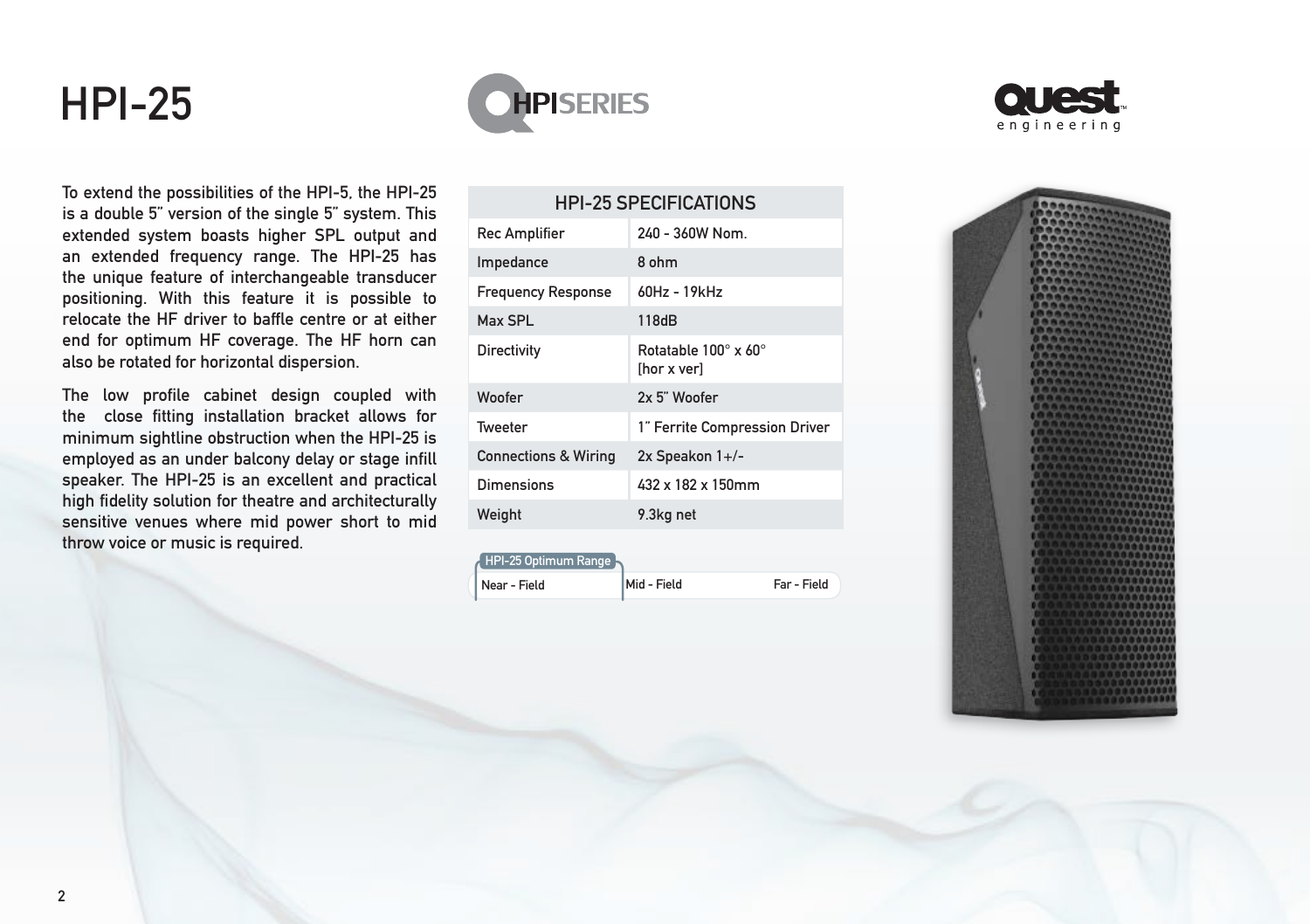# HPI-25

HPI SERIES

quest engineering

To extend the possibilities of the HPI-5, the HPI-25 is a double 5" version of the single 5" system. This extended system boasts higher SPL output and an extended frequency range. The HPI-25 has the unique feature of interchangeable transducer positioning. With this feature it is possible to relocate the HF driver to baffle centre or at either end for optimum HF coverage. The HF horn can also be rotated for horizontal dispersion.

The low profile cabinet design coupled with the close fitting installation bracket allows for minimum sightline obstruction when the HPI-25 is employed as an under balcony delay or stage infill speaker. The HPI-25 is an excellent and practical high fidelity solution for theatre and architecturally sensitive venues where mid power short to mid throw voice or music is required.

| HPI-25 SPECIFICATIONS | |
|---|---|
| Rec Amplifier | 240 - 360W Nom. |
| Impedance | 8 ohm |
| Frequency Response | 60Hz - 19kHz |
| Max SPL | 118dB |
| Directivity | Rotatable 100° x 60° [hor x ver] |
| Woofer | 2x 5" Woofer |
| Tweeter | 1" Ferrite Compression Driver |
| Connections & Wiring | 2x Speakon 1+/- |
| Dimensions | 432 x 182 x 150mm |
| Weight | 9.3kg net |

HPI-25 Optimum Range

Near - Field | Mid - Field | Far - Field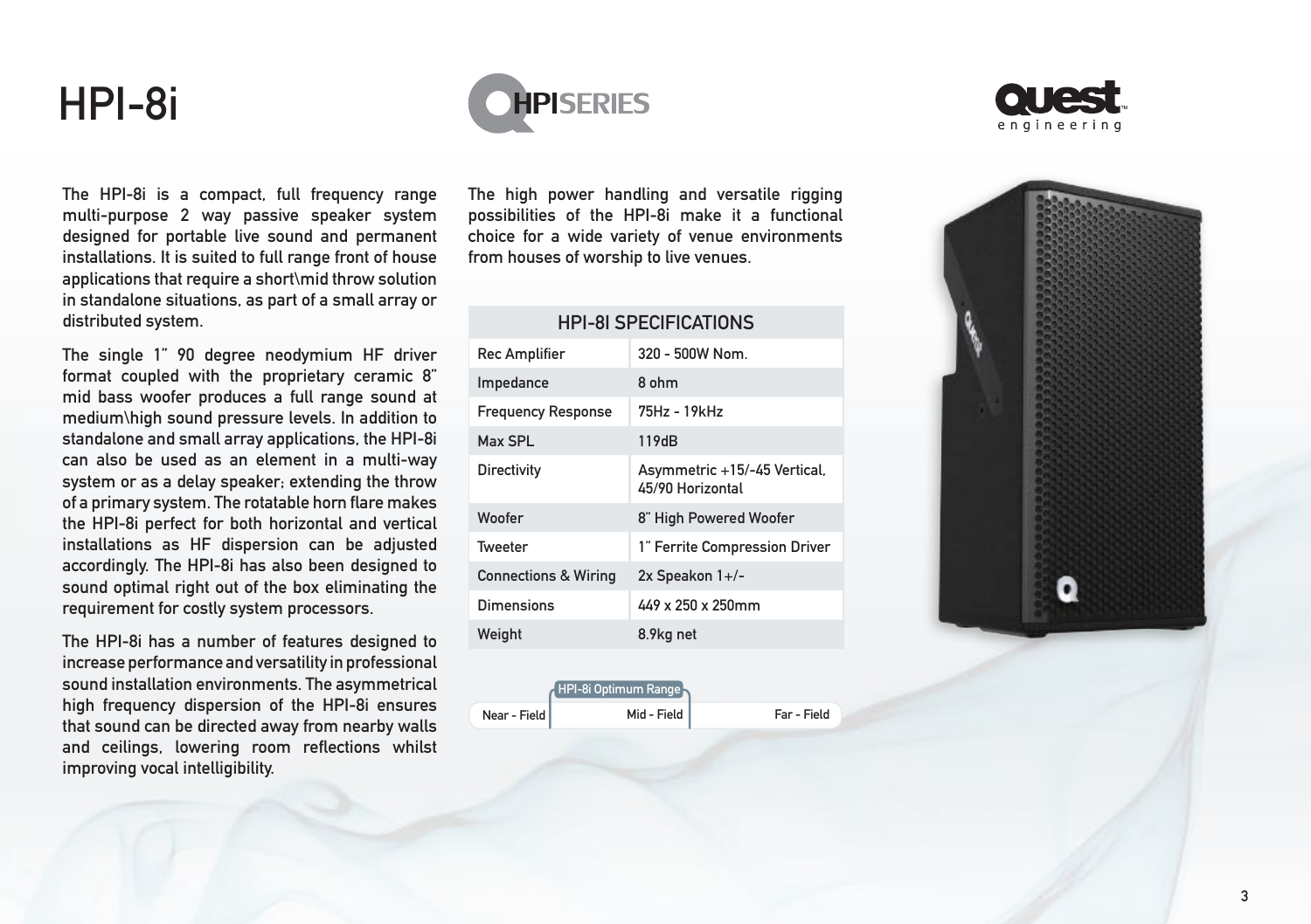# HPI-8i

The HPI-8i is a compact, full frequency range multi-purpose 2 way passive speaker system designed for portable live sound and permanent installations. It is suited to full range front of house applications that require a short\mid throw solution in standalone situations, as part of a small array or distributed system.

The single 1" 90 degree neodymium HF driver format coupled with the proprietary ceramic 8" mid bass woofer produces a full range sound at medium\high sound pressure levels. In addition to standalone and small array applications, the HPI-8i can also be used as an element in a multi-way system or as a delay speaker; extending the throw of a primary system. The rotatable horn flare makes the HPI-8i perfect for both horizontal and vertical installations as HF dispersion can be adjusted accordingly. The HPI-8i has also been designed to sound optimal right out of the box eliminating the requirement for costly system processors.

The HPI-8i has a number of features designed to increase performance and versatility in professional sound installation environments. The asymmetrical high frequency dispersion of the HPI-8i ensures that sound can be directed away from nearby walls and ceilings, lowering room reflections whilst improving vocal intelligibility.

The high power handling and versatile rigging possibilities of the HPI-8i make it a functional choice for a wide variety of venue environments from houses of worship to live venues.

| HPI-8I SPECIFICATIONS | |
|---|---|
| Rec Amplifier | 320 - 500W Nom. |
| Impedance | 8 ohm |
| Frequency Response | 75Hz - 19kHz |
| Max SPL | 119dB |
| Directivity | Asymmetric +15/-45 Vertical, 45/90 Horizontal |
| Woofer | 8" High Powered Woofer |
| Tweeter | 1" Ferrite Compression Driver |
| Connections & Wiring | 2x Speakon 1+/- |
| Dimensions | 449 x 250 x 250mm |
| Weight | 8.9kg net |

HPI-8i Optimum Range: Mid - Field

| Near - Field | Mid - Field | Far - Field |
|---|---|---|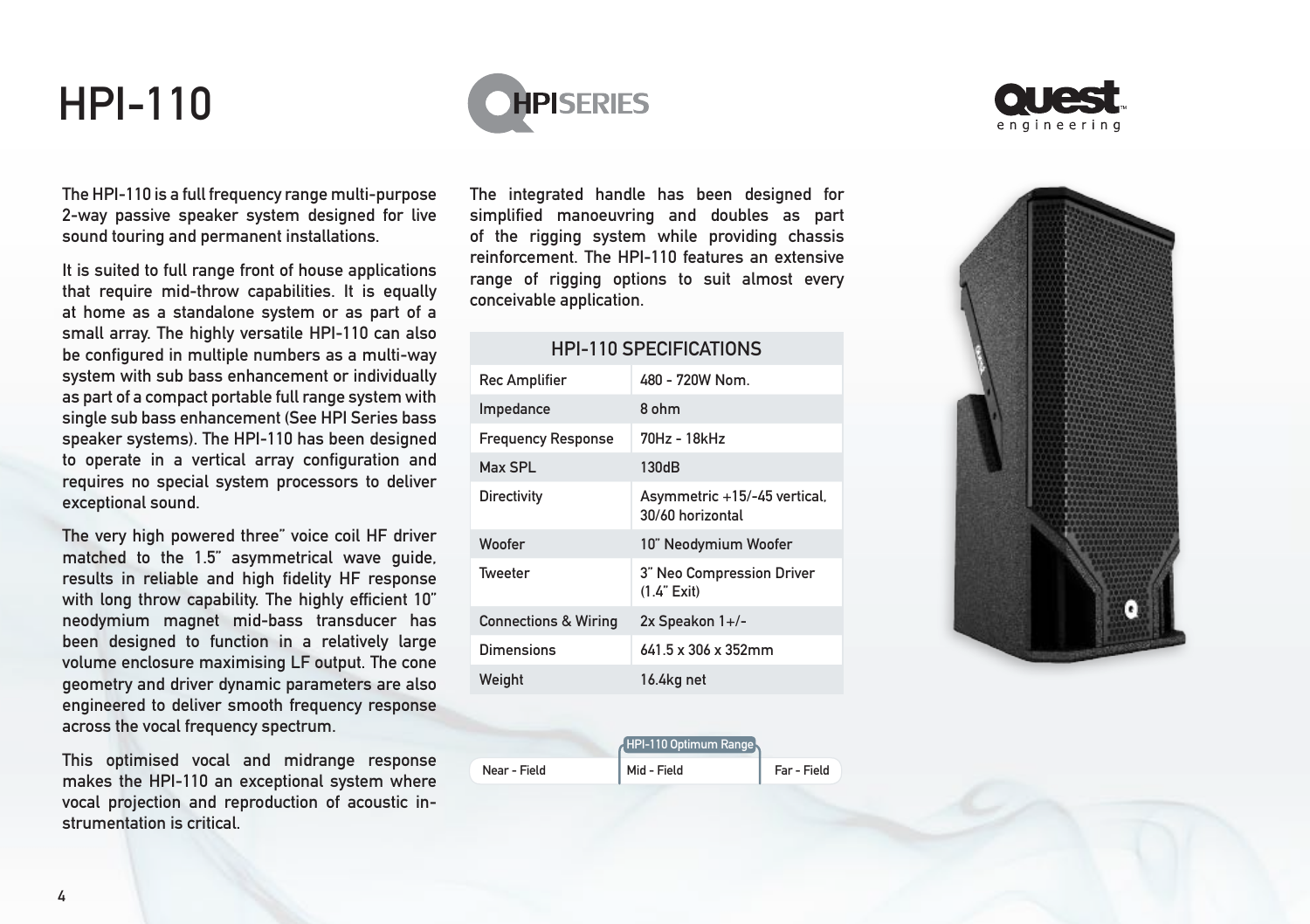# HPI-110

HPI SERIES

Quest engineering

The HPI-110 is a full frequency range multi-purpose 2-way passive speaker system designed for live sound touring and permanent installations.

It is suited to full range front of house applications that require mid-throw capabilities. It is equally at home as a standalone system or as part of a small array. The highly versatile HPI-110 can also be configured in multiple numbers as a multi-way system with sub bass enhancement or individually as part of a compact portable full range system with single sub bass enhancement (See HPI Series bass speaker systems). The HPI-110 has been designed to operate in a vertical array configuration and requires no special system processors to deliver exceptional sound.

The very high powered three" voice coil HF driver matched to the 1.5" asymmetrical wave guide, results in reliable and high fidelity HF response with long throw capability. The highly efficient 10" neodymium magnet mid-bass transducer has been designed to function in a relatively large volume enclosure maximising LF output. The cone geometry and driver dynamic parameters are also engineered to deliver smooth frequency response across the vocal frequency spectrum.

This optimised vocal and midrange response makes the HPI-110 an exceptional system where vocal projection and reproduction of acoustic instrumentation is critical.

The integrated handle has been designed for simplified manoeuvring and doubles as part of the rigging system while providing chassis reinforcement. The HPI-110 features an extensive range of rigging options to suit almost every conceivable application.

| HPI-110 SPECIFICATIONS | |
|---|---|
| Rec Amplifier | 480 - 720W Nom. |
| Impedance | 8 ohm |
| Frequency Response | 70Hz - 18kHz |
| Max SPL | 130dB |
| Directivity | Asymmetric +15/-45 vertical, 30/60 horizontal |
| Woofer | 10" Neodymium Woofer |
| Tweeter | 3" Neo Compression Driver (1.4" Exit) |
| Connections & Wiring | 2x Speakon 1+/- |
| Dimensions | 641.5 x 306 x 352mm |
| Weight | 16.4kg net |

HPI-110 Optimum Range

| Near - Field | Mid - Field | Far - Field |
|---|---|---|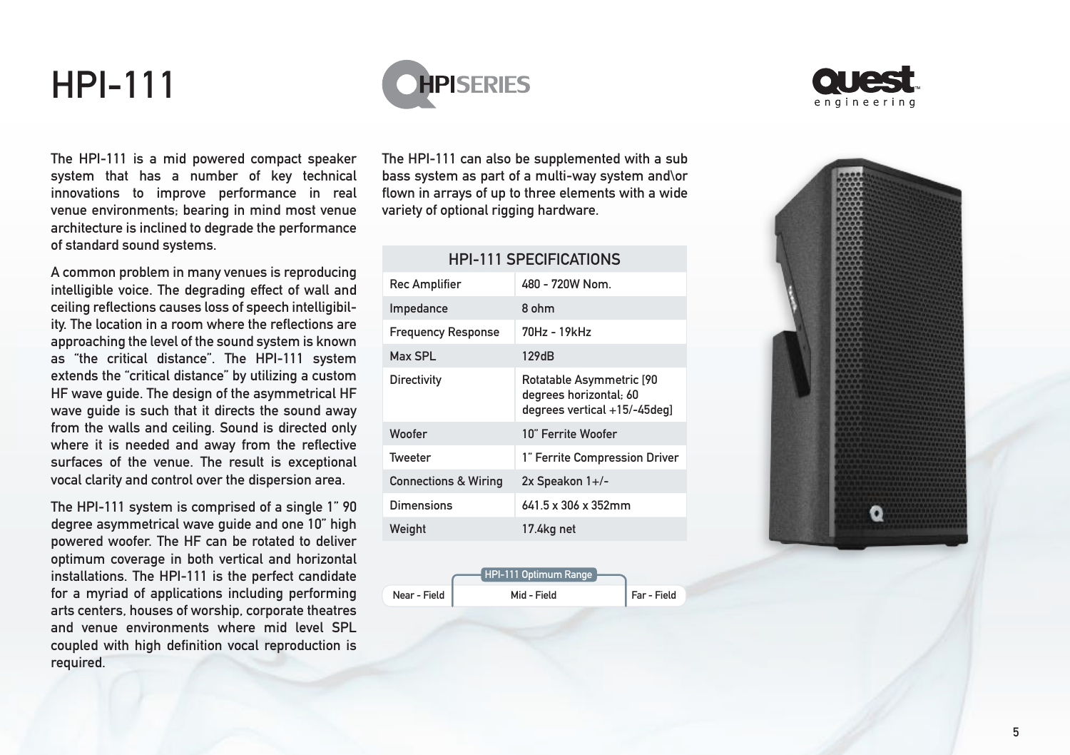# HPI-111

HPI SERIES

quest engineering

The HPI-111 is a mid powered compact speaker system that has a number of key technical innovations to improve performance in real venue environments; bearing in mind most venue architecture is inclined to degrade the performance of standard sound systems.

A common problem in many venues is reproducing intelligible voice. The degrading effect of wall and ceiling reflections causes loss of speech intelligibility. The location in a room where the reflections are approaching the level of the sound system is known as "the critical distance". The HPI-111 system extends the "critical distance" by utilizing a custom HF wave guide. The design of the asymmetrical HF wave guide is such that it directs the sound away from the walls and ceiling. Sound is directed only where it is needed and away from the reflective surfaces of the venue. The result is exceptional vocal clarity and control over the dispersion area.

The HPI-111 system is comprised of a single 1" 90 degree asymmetrical wave guide and one 10" high powered woofer. The HF can be rotated to deliver optimum coverage in both vertical and horizontal installations. The HPI-111 is the perfect candidate for a myriad of applications including performing arts centers, houses of worship, corporate theatres and venue environments where mid level SPL coupled with high definition vocal reproduction is required.

The HPI-111 can also be supplemented with a sub bass system as part of a multi-way system and\or flown in arrays of up to three elements with a wide variety of optional rigging hardware.

| HPI-111 SPECIFICATIONS | |
|---|---|
| Rec Amplifier | 480 - 720W Nom. |
| Impedance | 8 ohm |
| Frequency Response | 70Hz - 19kHz |
| Max SPL | 129dB |
| Directivity | Rotatable Asymmetric [90 degrees horizontal; 60 degrees vertical +15/-45deg] |
| Woofer | 10" Ferrite Woofer |
| Tweeter | 1" Ferrite Compression Driver |
| Connections & Wiring | 2x Speakon 1+/- |
| Dimensions | 641.5 x 306 x 352mm |
| Weight | 17.4kg net |

HPI-111 Optimum Range

| Near - Field | Mid - Field | Far - Field |
|---|---|---|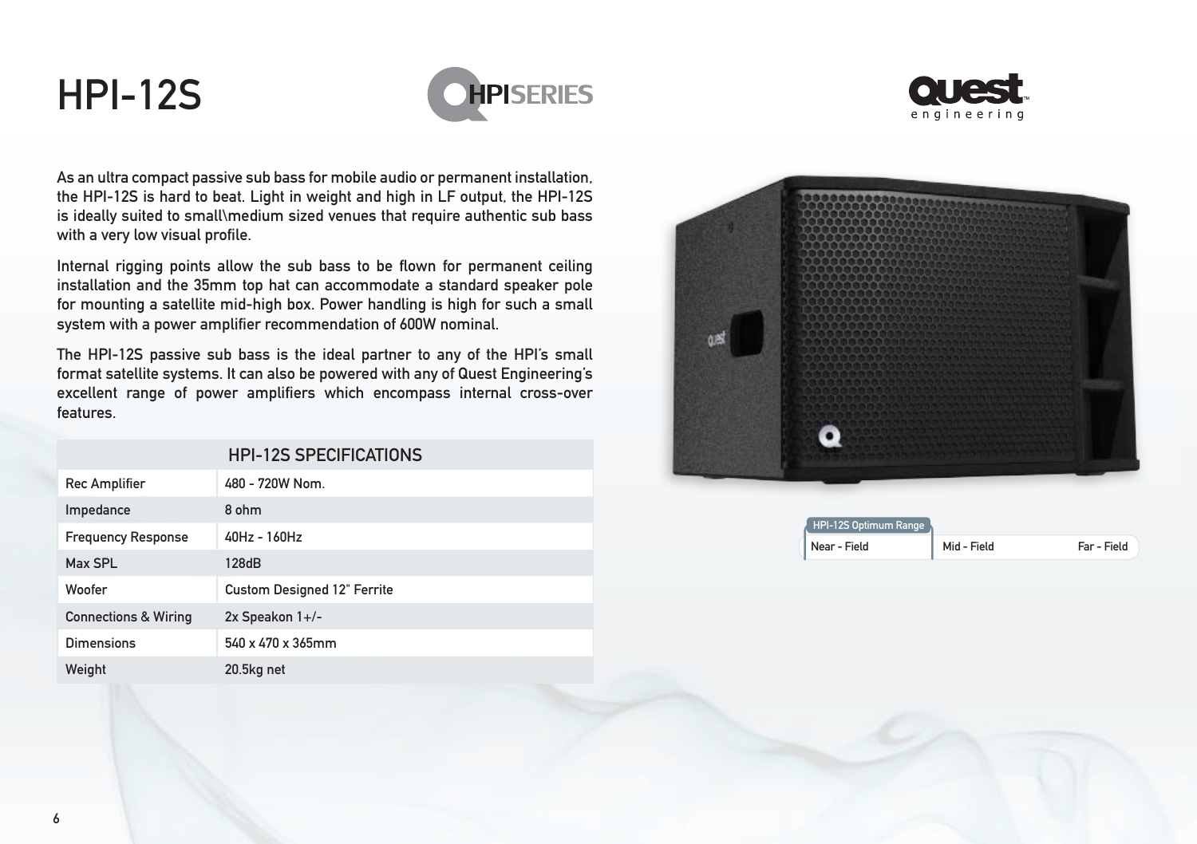# HPI-12S

As an ultra compact passive sub bass for mobile audio or permanent installation, the HPI-12S is hard to beat. Light in weight and high in LF output, the HPI-12S is ideally suited to small\medium sized venues that require authentic sub bass with a very low visual profile.

Internal rigging points allow the sub bass to be flown for permanent ceiling installation and the 35mm top hat can accommodate a standard speaker pole for mounting a satellite mid-high box. Power handling is high for such a small system with a power amplifier recommendation of 600W nominal.

The HPI-12S passive sub bass is the ideal partner to any of the HPI's small format satellite systems. It can also be powered with any of Quest Engineering's excellent range of power amplifiers which encompass internal cross-over features.

| HPI-12S SPECIFICATIONS | |
|---|---|
| Rec Amplifier | 480 - 720W Nom. |
| Impedance | 8 ohm |
| Frequency Response | 40Hz - 160Hz |
| Max SPL | 128dB |
| Woofer | Custom Designed 12" Ferrite |
| Connections & Wiring | 2x Speakon 1+/- |
| Dimensions | 540 x 470 x 365mm |
| Weight | 20.5kg net |

| HPI-12S Optimum Range | | |
|---|---|---|
| Near - Field | Mid - Field | Far - Field |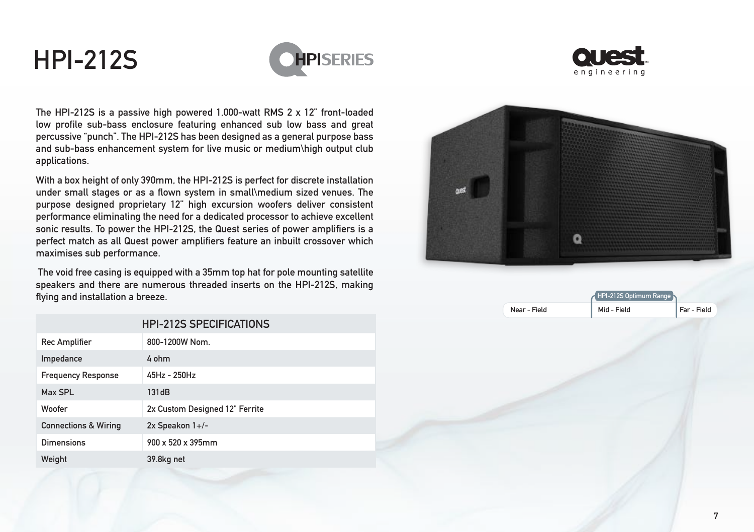# HPI-212S

HPI SERIES

Quest engineering

The HPI-212S is a passive high powered 1,000-watt RMS 2 x 12" front-loaded low profile sub-bass enclosure featuring enhanced sub low bass and great percussive "punch". The HPI-212S has been designed as a general purpose bass and sub-bass enhancement system for live music or medium\high output club applications.

With a box height of only 390mm, the HPI-212S is perfect for discrete installation under small stages or as a flown system in small\medium sized venues. The purpose designed proprietary 12" high excursion woofers deliver consistent performance eliminating the need for a dedicated processor to achieve excellent sonic results. To power the HPI-212S, the Quest series of power amplifiers is a perfect match as all Quest power amplifiers feature an inbuilt crossover which maximises sub performance.

The void free casing is equipped with a 35mm top hat for pole mounting satellite speakers and there are numerous threaded inserts on the HPI-212S, making flying and installation a breeze.

| HPI-212S SPECIFICATIONS | |
|---|---|
| Rec Amplifier | 800-1200W Nom. |
| Impedance | 4 ohm |
| Frequency Response | 45Hz - 250Hz |
| Max SPL | 131dB |
| Woofer | 2x Custom Designed 12" Ferrite |
| Connections & Wiring | 2x Speakon 1+/- |
| Dimensions | 900 x 520 x 395mm |
| Weight | 39.8kg net |

HPI-212S Optimum Range

| Near - Field | Mid - Field | Far - Field |
|---|---|---|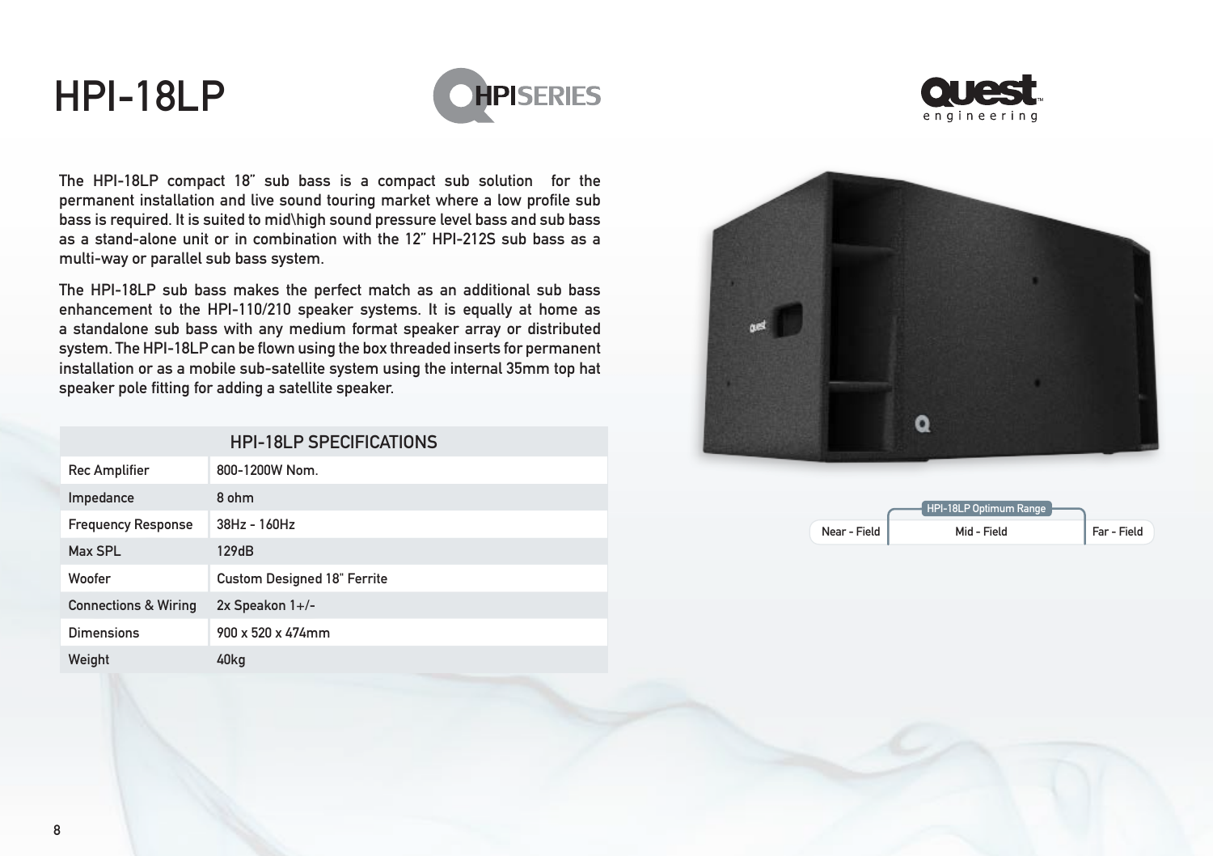# HPI-18LP

HPI SERIES

quest engineering

The HPI-18LP compact 18" sub bass is a compact sub solution for the permanent installation and live sound touring market where a low profile sub bass is required. It is suited to mid\high sound pressure level bass and sub bass as a stand-alone unit or in combination with the 12" HPI-212S sub bass as a multi-way or parallel sub bass system.

The HPI-18LP sub bass makes the perfect match as an additional sub bass enhancement to the HPI-110/210 speaker systems. It is equally at home as a standalone sub bass with any medium format speaker array or distributed system. The HPI-18LP can be flown using the box threaded inserts for permanent installation or as a mobile sub-satellite system using the internal 35mm top hat speaker pole fitting for adding a satellite speaker.

| HPI-18LP SPECIFICATIONS | |
|---|---|
| Rec Amplifier | 800-1200W Nom. |
| Impedance | 8 ohm |
| Frequency Response | 38Hz - 160Hz |
| Max SPL | 129dB |
| Woofer | Custom Designed 18" Ferrite |
| Connections & Wiring | 2x Speakon 1+/- |
| Dimensions | 900 x 520 x 474mm |
| Weight | 40kg |

HPI-18LP Optimum Range

| Near - Field | Mid - Field | Far - Field |
|---|---|---|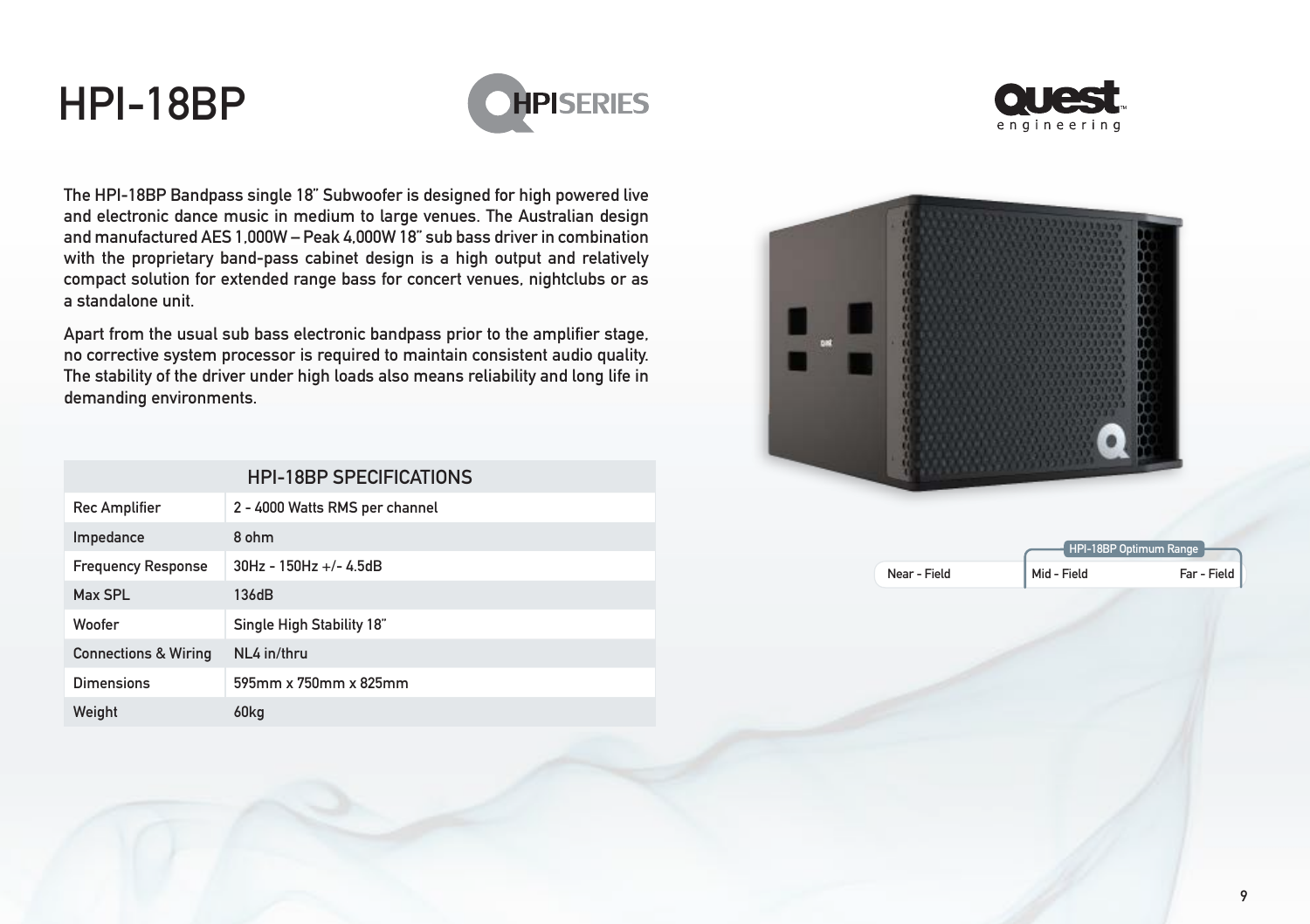# HPI-18BP

HPI SERIES

quest engineering

The HPI-18BP Bandpass single 18" Subwoofer is designed for high powered live and electronic dance music in medium to large venues. The Australian design and manufactured AES 1,000W – Peak 4,000W 18" sub bass driver in combination with the proprietary band-pass cabinet design is a high output and relatively compact solution for extended range bass for concert venues, nightclubs or as a standalone unit.

Apart from the usual sub bass electronic bandpass prior to the amplifier stage, no corrective system processor is required to maintain consistent audio quality. The stability of the driver under high loads also means reliability and long life in demanding environments.

| HPI-18BP SPECIFICATIONS | |
|---|---|
| Rec Amplifier | 2 - 4000 Watts RMS per channel |
| Impedance | 8 ohm |
| Frequency Response | 30Hz - 150Hz +/- 4.5dB |
| Max SPL | 136dB |
| Woofer | Single High Stability 18" |
| Connections & Wiring | NL4 in/thru |
| Dimensions | 595mm x 750mm x 825mm |
| Weight | 60kg |

HPI-18BP Optimum Range: Mid - Field to Far - Field

| Near - Field | Mid - Field | Far - Field |
|---|---|---|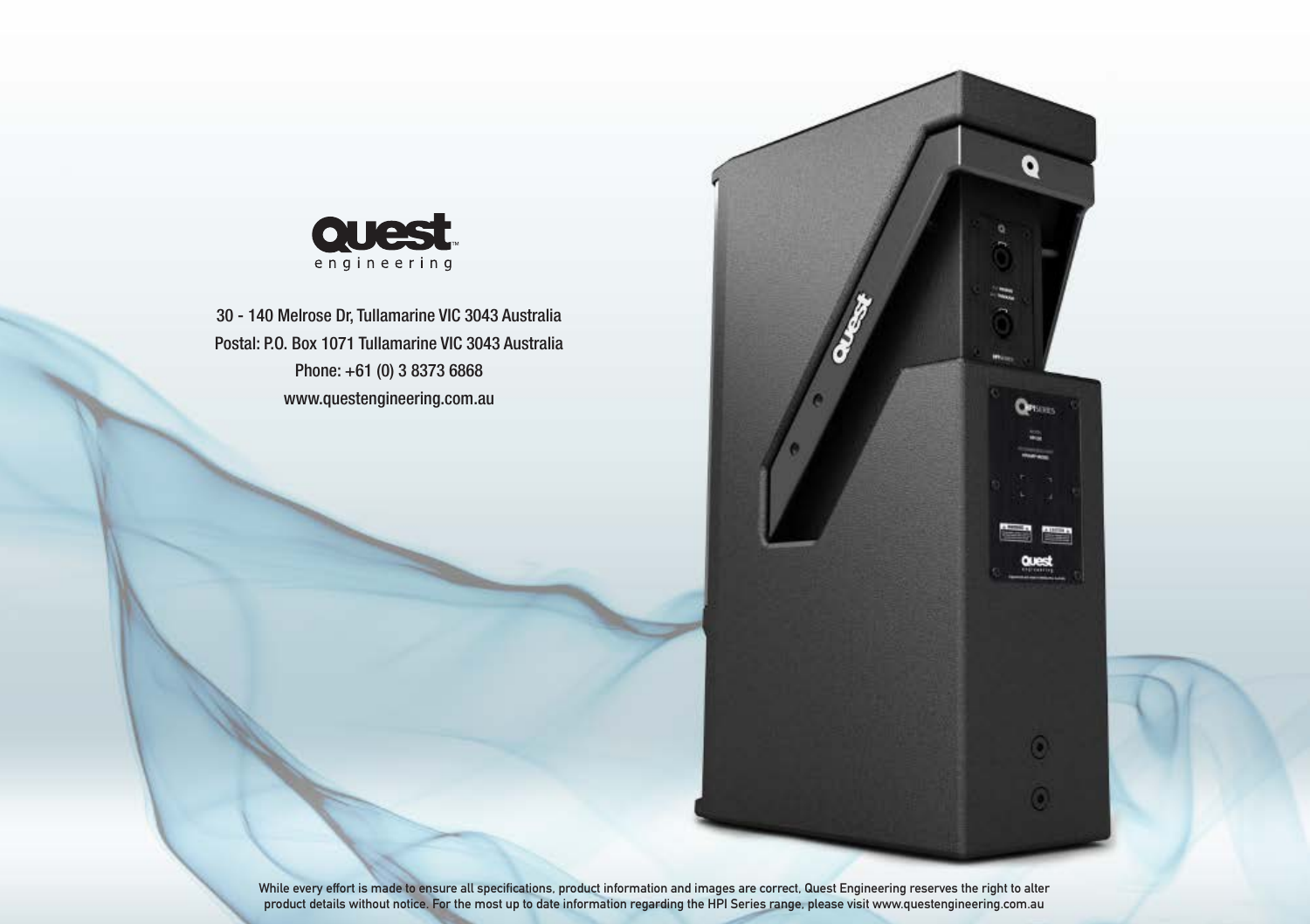Quest™
engineering

30 - 140 Melrose Dr, Tullamarine VIC 3043 Australia
Postal: P.O. Box 1071 Tullamarine VIC 3043 Australia
Phone: +61 (0) 3 8373 6868
www.questengineering.com.au

While every effort is made to ensure all specifications, product information and images are correct, Quest Engineering reserves the right to alter product details without notice. For the most up to date information regarding the HPI Series range, please visit www.questengineering.com.au